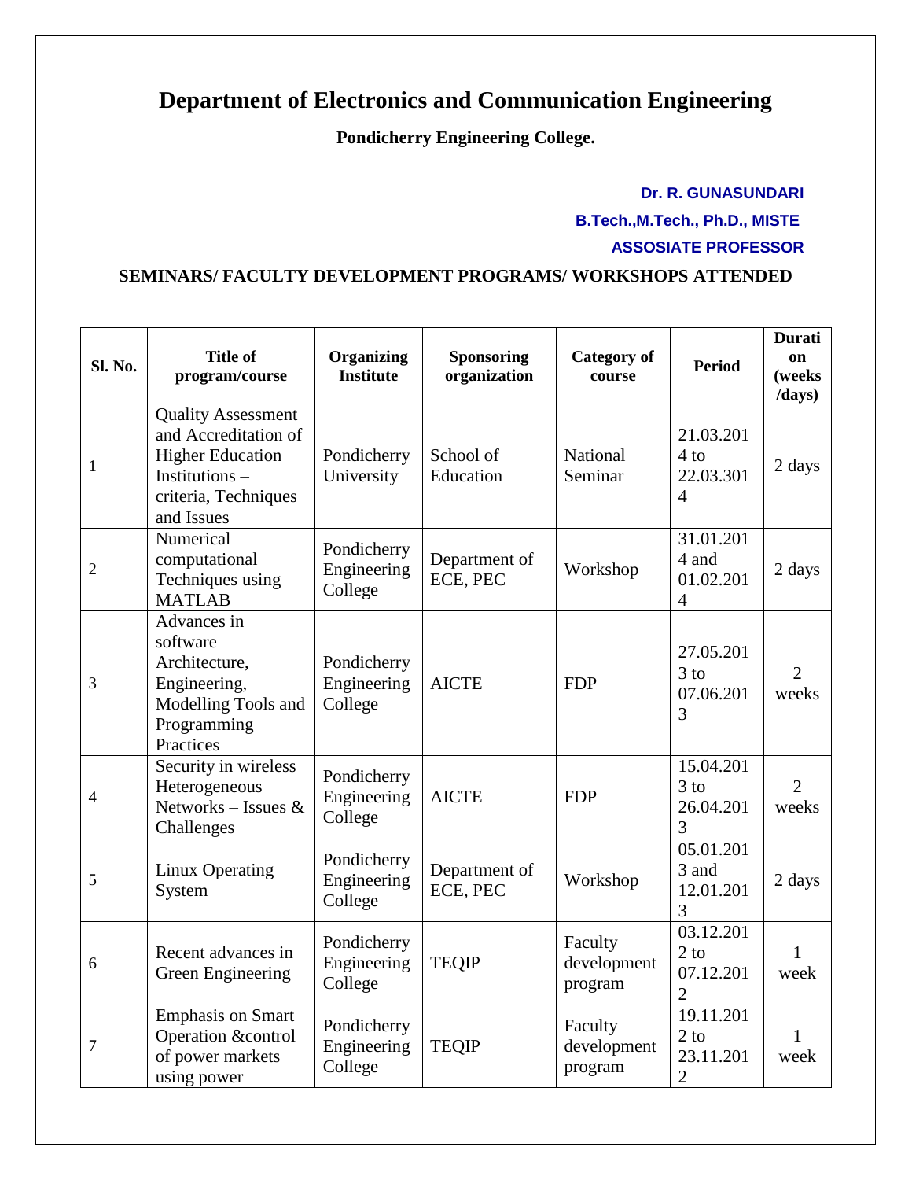# Department of Electronics and Communication Engineering

**Pondicherry Engineering College.**

**Dr. R. GUNASUNDARI**

**B.Tech.,M.Tech., Ph.D., MISTE**

**ASSOSIATE PROFESSOR**

## SEMINARS/ FACULTY DEVELOPMENT PROGRAMS/ WORKSHOPS ATTENDED

| Sl. No. | Title of program/course | Organizing Institute | Sponsoring organization | Category of course | Period | Duration (weeks /days) |
|---|---|---|---|---|---|---|
| 1 | Quality Assessment and Accreditation of Higher Education Institutions – criteria, Techniques and Issues | Pondicherry University | School of Education | National Seminar | 21.03.2014 to 22.03.3014 | 2 days |
| 2 | Numerical computational Techniques using MATLAB | Pondicherry Engineering College | Department of ECE, PEC | Workshop | 31.01.2014 and 01.02.2014 | 2 days |
| 3 | Advances in software Architecture, Engineering, Modelling Tools and Programming Practices | Pondicherry Engineering College | AICTE | FDP | 27.05.2013 to 07.06.2013 | 2 weeks |
| 4 | Security in wireless Heterogeneous Networks – Issues & Challenges | Pondicherry Engineering College | AICTE | FDP | 15.04.2013 to 26.04.2013 | 2 weeks |
| 5 | Linux Operating System | Pondicherry Engineering College | Department of ECE, PEC | Workshop | 05.01.2013 and 12.01.2013 | 2 days |
| 6 | Recent advances in Green Engineering | Pondicherry Engineering College | TEQIP | Faculty development program | 03.12.2012 to 07.12.2012 | 1 week |
| 7 | Emphasis on Smart Operation &control of power markets using power | Pondicherry Engineering College | TEQIP | Faculty development program | 19.11.2012 to 23.11.2012 | 1 week |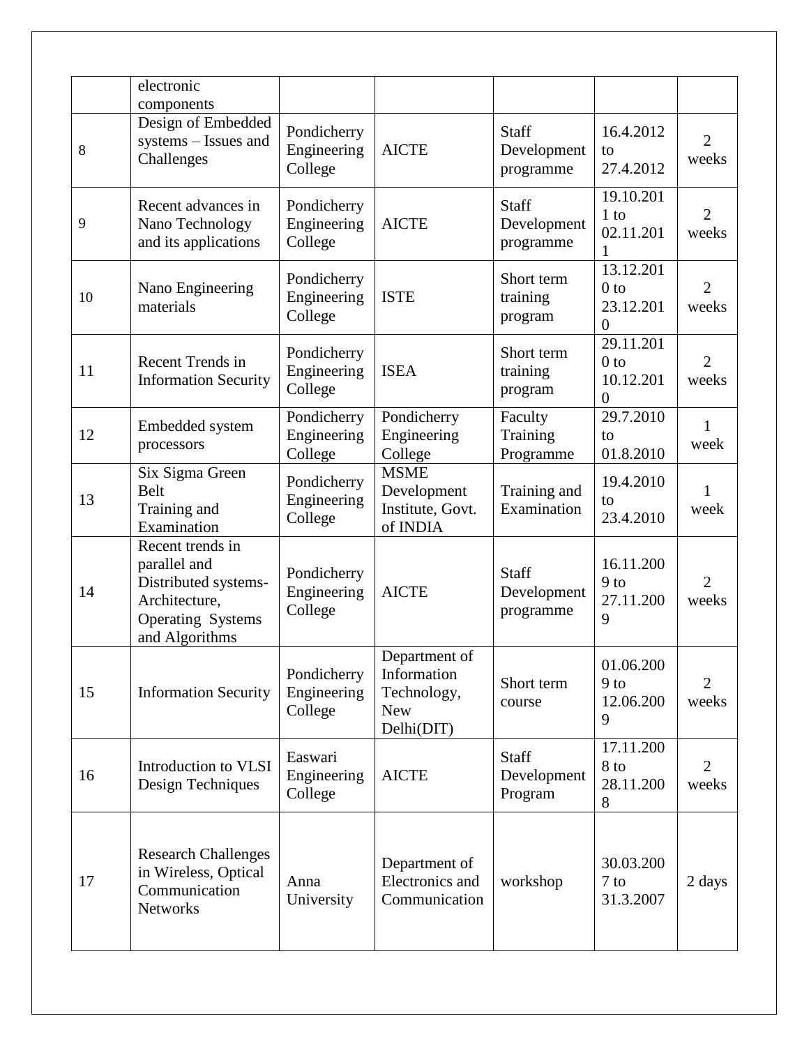|  |  |  |  |  |  |  |
|---|---|---|---|---|---|---|
|  | electronic components |  |  |  |  |  |
| 8 | Design of Embedded systems – Issues and Challenges | Pondicherry Engineering College | AICTE | Staff Development programme | 16.4.2012 to 27.4.2012 | 2 weeks |
| 9 | Recent advances in Nano Technology and its applications | Pondicherry Engineering College | AICTE | Staff Development programme | 19.10.2011 to 02.11.2011 | 2 weeks |
| 10 | Nano Engineering materials | Pondicherry Engineering College | ISTE | Short term training program | 13.12.2010 to 23.12.2010 | 2 weeks |
| 11 | Recent Trends in Information Security | Pondicherry Engineering College | ISEA | Short term training program | 29.11.2010 to 10.12.2010 | 2 weeks |
| 12 | Embedded system processors | Pondicherry Engineering College | Pondicherry Engineering College | Faculty Training Programme | 29.7.2010 to 01.8.2010 | 1 week |
| 13 | Six Sigma Green Belt Training and Examination | Pondicherry Engineering College | MSME Development Institute, Govt. of INDIA | Training and Examination | 19.4.2010 to 23.4.2010 | 1 week |
| 14 | Recent trends in parallel and Distributed systems-Architecture, Operating Systems and Algorithms | Pondicherry Engineering College | AICTE | Staff Development programme | 16.11.2009 to 27.11.2009 | 2 weeks |
| 15 | Information Security | Pondicherry Engineering College | Department of Information Technology, New Delhi(DIT) | Short term course | 01.06.2009 to 12.06.2009 | 2 weeks |
| 16 | Introduction to VLSI Design Techniques | Easwari Engineering College | AICTE | Staff Development Program | 17.11.2008 to 28.11.2008 | 2 weeks |
| 17 | Research Challenges in Wireless, Optical Communication Networks | Anna University | Department of Electronics and Communication | workshop | 30.03.2007 to 31.3.2007 | 2 days |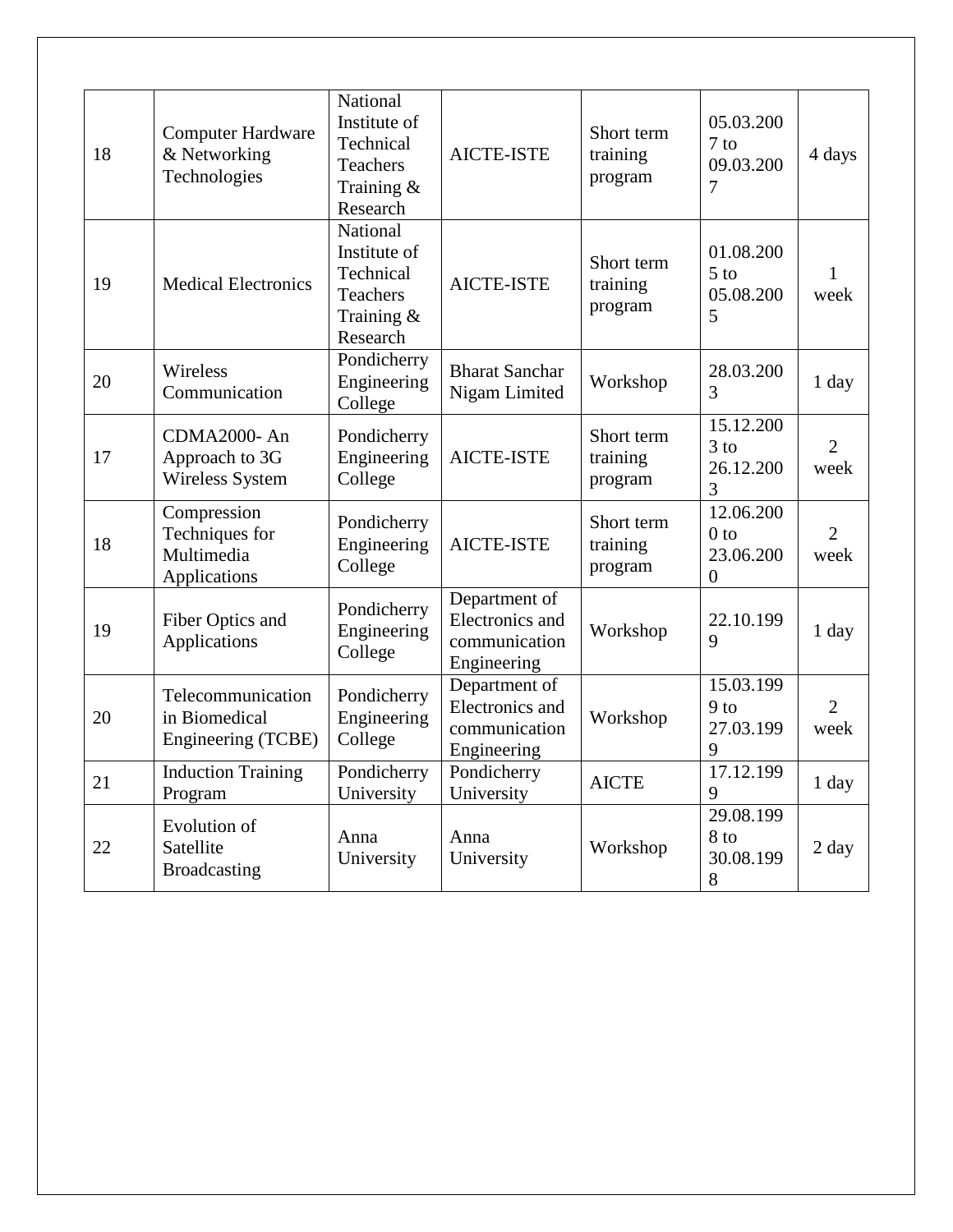| | | | | | | |
|---|---|---|---|---|---|---|
| 18 | Computer Hardware & Networking Technologies | National Institute of Technical Teachers Training & Research | AICTE-ISTE | Short term training program | 05.03.2007 to 09.03.2007 | 4 days |
| 19 | Medical Electronics | National Institute of Technical Teachers Training & Research | AICTE-ISTE | Short term training program | 01.08.2005 to 05.08.2005 | 1 week |
| 20 | Wireless Communication | Pondicherry Engineering College | Bharat Sanchar Nigam Limited | Workshop | 28.03.2003 | 1 day |
| 17 | CDMA2000- An Approach to 3G Wireless System | Pondicherry Engineering College | AICTE-ISTE | Short term training program | 15.12.2003 to 26.12.2003 | 2 week |
| 18 | Compression Techniques for Multimedia Applications | Pondicherry Engineering College | AICTE-ISTE | Short term training program | 12.06.2000 to 23.06.2000 | 2 week |
| 19 | Fiber Optics and Applications | Pondicherry Engineering College | Department of Electronics and communication Engineering | Workshop | 22.10.1999 | 1 day |
| 20 | Telecommunication in Biomedical Engineering (TCBE) | Pondicherry Engineering College | Department of Electronics and communication Engineering | Workshop | 15.03.1999 to 27.03.1999 | 2 week |
| 21 | Induction Training Program | Pondicherry University | Pondicherry University | AICTE | 17.12.1999 | 1 day |
| 22 | Evolution of Satellite Broadcasting | Anna University | Anna University | Workshop | 29.08.1998 to 30.08.1998 | 2 day |